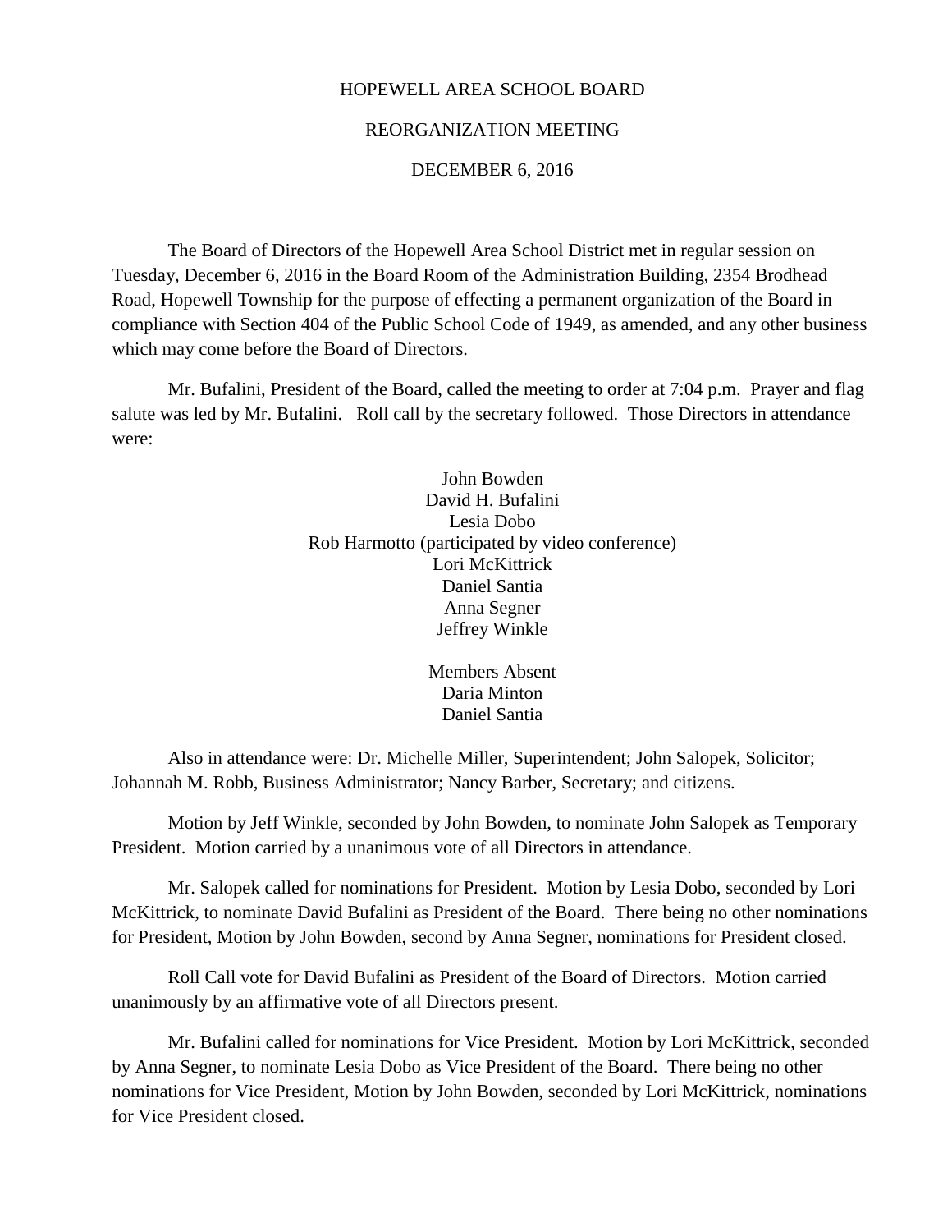HOPEWELL AREA SCHOOL BOARD

REORGANIZATION MEETING

DECEMBER 6, 2016

The Board of Directors of the Hopewell Area School District met in regular session on Tuesday, December 6, 2016 in the Board Room of the Administration Building, 2354 Brodhead Road, Hopewell Township for the purpose of effecting a permanent organization of the Board in compliance with Section 404 of the Public School Code of 1949, as amended, and any other business which may come before the Board of Directors.

Mr. Bufalini, President of the Board, called the meeting to order at 7:04 p.m. Prayer and flag salute was led by Mr. Bufalini. Roll call by the secretary followed. Those Directors in attendance were:

John Bowden
David H. Bufalini
Lesia Dobo
Rob Harmotto (participated by video conference)
Lori McKittrick
Daniel Santia
Anna Segner
Jeffrey Winkle

Members Absent
Daria Minton
Daniel Santia

Also in attendance were: Dr. Michelle Miller, Superintendent; John Salopek, Solicitor; Johannah M. Robb, Business Administrator; Nancy Barber, Secretary; and citizens.

Motion by Jeff Winkle, seconded by John Bowden, to nominate John Salopek as Temporary President. Motion carried by a unanimous vote of all Directors in attendance.

Mr. Salopek called for nominations for President. Motion by Lesia Dobo, seconded by Lori McKittrick, to nominate David Bufalini as President of the Board. There being no other nominations for President, Motion by John Bowden, second by Anna Segner, nominations for President closed.

Roll Call vote for David Bufalini as President of the Board of Directors. Motion carried unanimously by an affirmative vote of all Directors present.

Mr. Bufalini called for nominations for Vice President. Motion by Lori McKittrick, seconded by Anna Segner, to nominate Lesia Dobo as Vice President of the Board. There being no other nominations for Vice President, Motion by John Bowden, seconded by Lori McKittrick, nominations for Vice President closed.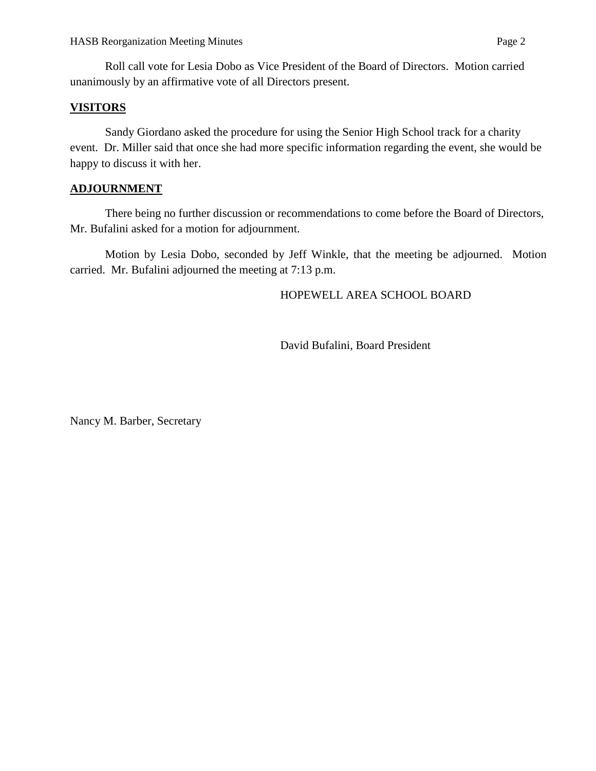Roll call vote for Lesia Dobo as Vice President of the Board of Directors. Motion carried unanimously by an affirmative vote of all Directors present.

## **VISITORS**

Sandy Giordano asked the procedure for using the Senior High School track for a charity event. Dr. Miller said that once she had more specific information regarding the event, she would be happy to discuss it with her.

## **ADJOURNMENT**

There being no further discussion or recommendations to come before the Board of Directors, Mr. Bufalini asked for a motion for adjournment.

Motion by Lesia Dobo, seconded by Jeff Winkle, that the meeting be adjourned. Motion carried. Mr. Bufalini adjourned the meeting at 7:13 p.m.

HOPEWELL AREA SCHOOL BOARD

David Bufalini, Board President

Nancy M. Barber, Secretary